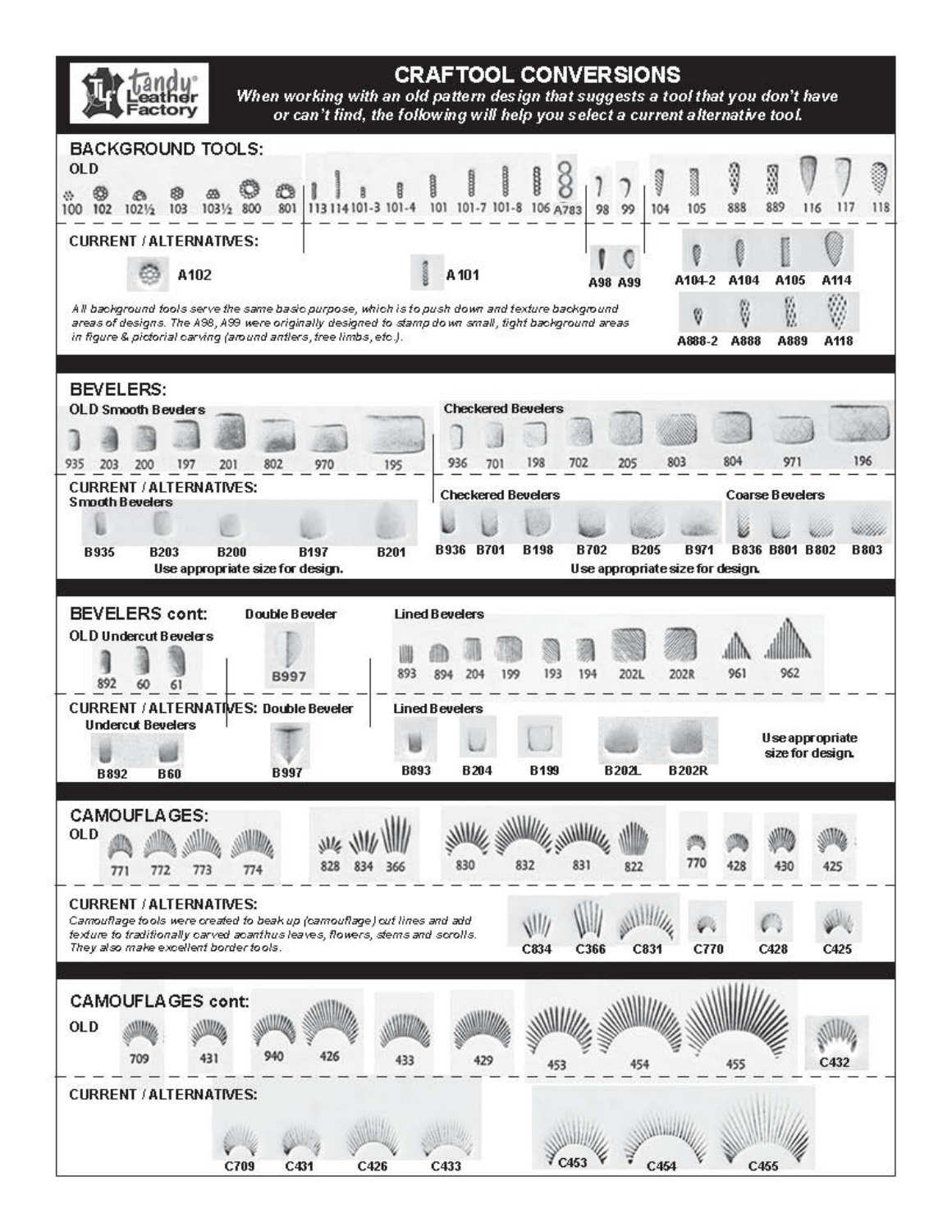# CRAFTOOL CONVERSIONS

*When working with an old pattern design that suggests a tool that you don't have or can't find, the following will help you select a current alternative tool.*

## BACKGROUND TOOLS:

**OLD**

100 102 102½ 103 103½ 800 801 | 113 114 101-3 101-4 101 101-7 101-8 106 A783 | 98 99 | 104 105 888 889 116 117 118

**CURRENT / ALTERNATIVES:**

A102 | A101 | A98 A99 | A104-2 A104 A105 A114 | A888-2 A888 A889 A118

*All background tools serve the same basic purpose, which is to push down and texture background areas of designs. The A98, A99 were originally designed to stamp down small, tight background areas in figure & pictorial carving (around antlers, tree limbs, etc.).*

## BEVELERS:

**OLD Smooth Bevelers**

935 203 200 197 201 802 970 195

**Checkered Bevelers**

936 701 198 702 205 803 804 971 196

**CURRENT / ALTERNATIVES:**

**Smooth Bevelers**

B935 B203 B200 B197 B201

Use appropriate size for design.

**Checkered Bevelers**

B936 B701 B198 B702 B205 B971

**Coarse Bevelers**

B836 B801 B802 B803

Use appropriate size for design.

## BEVELERS cont:

**OLD Undercut Bevelers**

892 60 61

**Double Beveler**

B997

**Lined Bevelers**

893 894 204 199 193 194 202L 202R 961 962

**CURRENT / ALTERNATIVES:**

**Undercut Bevelers**

B892 B60

**Double Beveler**

B997

**Lined Bevelers**

B893 B204 B199 B202L B202R

Use appropriate size for design.

## CAMOUFLAGES:

**OLD**

771 772 773 774 | 828 834 366 | 830 832 831 822 | 770 428 430 425

**CURRENT / ALTERNATIVES:**

*Camouflage tools were created to beak up (camouflage) cut lines and add texture to traditionally carved acanthus leaves, flowers, stems and scrolls. They also make excellent border tools.*

C834 C366 C831 C770 C428 C425

## CAMOUFLAGES cont:

**OLD**

709 431 940 426 433 429 453 454 455 C432

**CURRENT / ALTERNATIVES:**

C709 C431 C426 C433 C453 C454 C455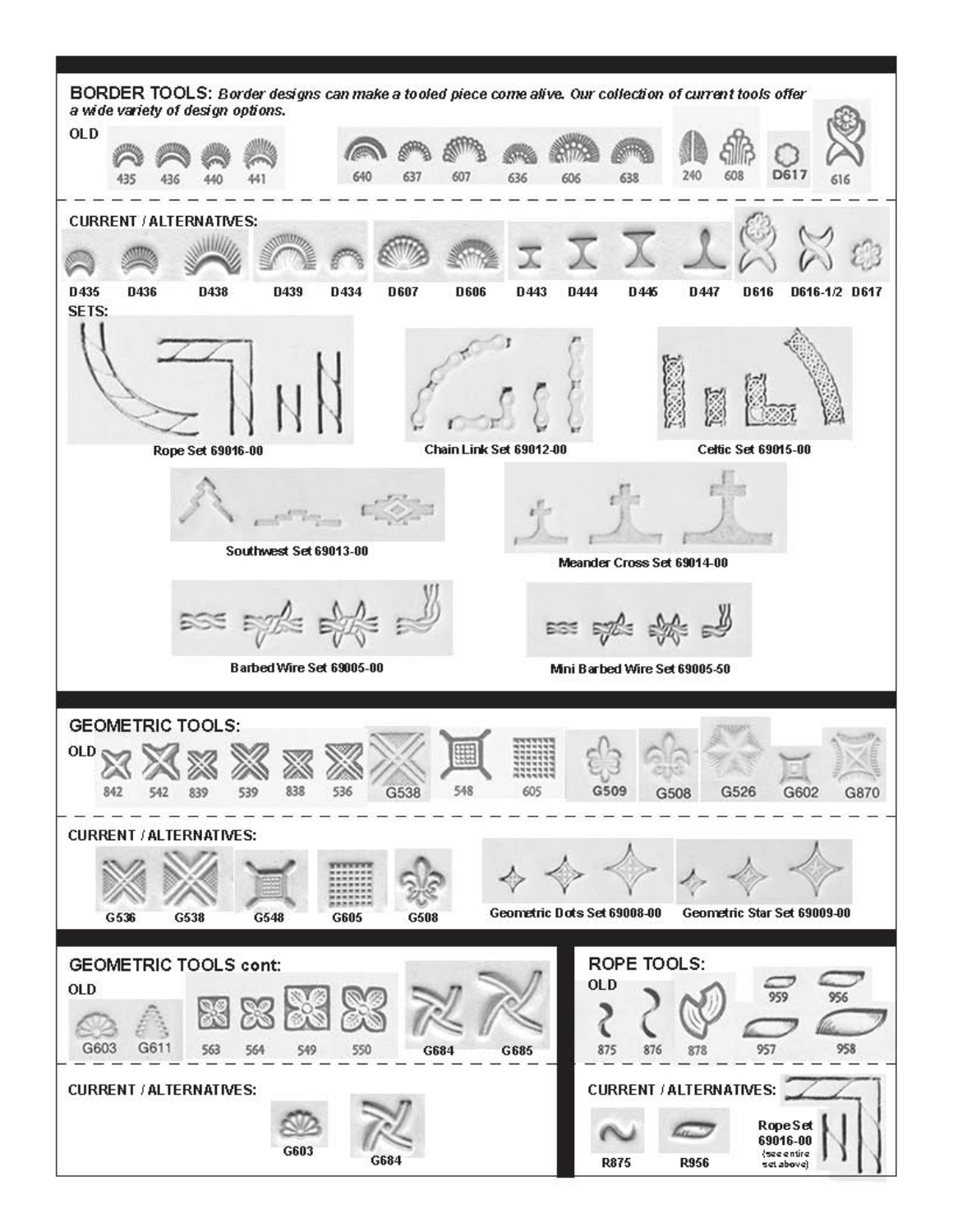## BORDER TOOLS: *Border designs can make a tooled piece come alive. Our collection of current tools offer a wide variety of design options.*

**OLD**

435 436 440 441 640 637 607 636 606 638 240 608 D617 616

**CURRENT / ALTERNATIVES:**

D435 D436 D438 D439 D434 D607 D606 D443 D444 D445 D447 D616 D616-1/2 D617

**SETS:**

Rope Set 69016-00

Chain Link Set 69012-00

Celtic Set 69015-00

Southwest Set 69013-00

Meander Cross Set 69014-00

Barbed Wire Set 69005-00

Mini Barbed Wire Set 69005-50

## GEOMETRIC TOOLS:

**OLD**

842 542 839 539 838 536 G538 548 605 G509 G508 G526 G602 G870

**CURRENT / ALTERNATIVES:**

G536 G538 G548 G605 G508

Geometric Dots Set 69008-00

Geometric Star Set 69009-00

## GEOMETRIC TOOLS cont:

**OLD**

G603 G611 563 564 549 550 G684 G685

**CURRENT / ALTERNATIVES:**

G603 G684

## ROPE TOOLS:

**OLD**

875 876 878 959 956 957 958

**CURRENT / ALTERNATIVES:**

R875 R956

Rope Set 69016-00 (see entire set above)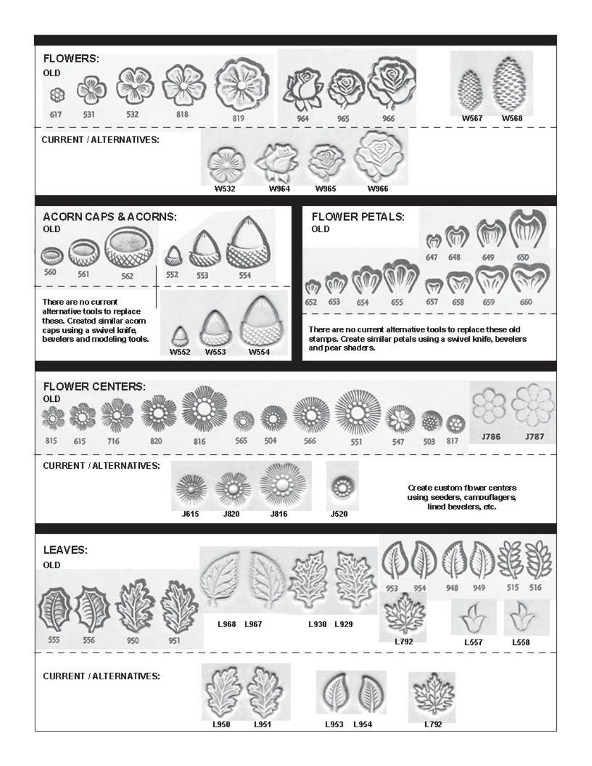## FLOWERS:

**OLD**

617 531 532 818 819 964 965 966 W567 W568

**CURRENT / ALTERNATIVES:**

W532 W964 W965 W966

## ACORN CAPS & ACORNS:

**OLD**

560 561 562 552 553 554

There are no current alternative tools to replace these. Created similar acorn caps using a swivel knife, bevelers and modeling tools.

W552 W553 W554

## FLOWER PETALS:

**OLD**

647 648 649 650

652 653 654 655 657 658 659 660

There are no current alternative tools to replace these old stamps. Create similar petals using a swivel knife, bevelers and pear shaders.

## FLOWER CENTERS:

**OLD**

815 615 716 820 816 565 504 566 551 547 503 817 J786 J787

**CURRENT / ALTERNATIVES:**

J615 J820 J816 J520

Create custom flower centers using seeders, camouflagers, lined bevelers, etc.

## LEAVES:

**OLD**

555 556 950 951 L968 L967 L930 L929 953 954 948 949 515 516 L792 L557 L558

**CURRENT / ALTERNATIVES:**

L950 L951 L953 L954 L792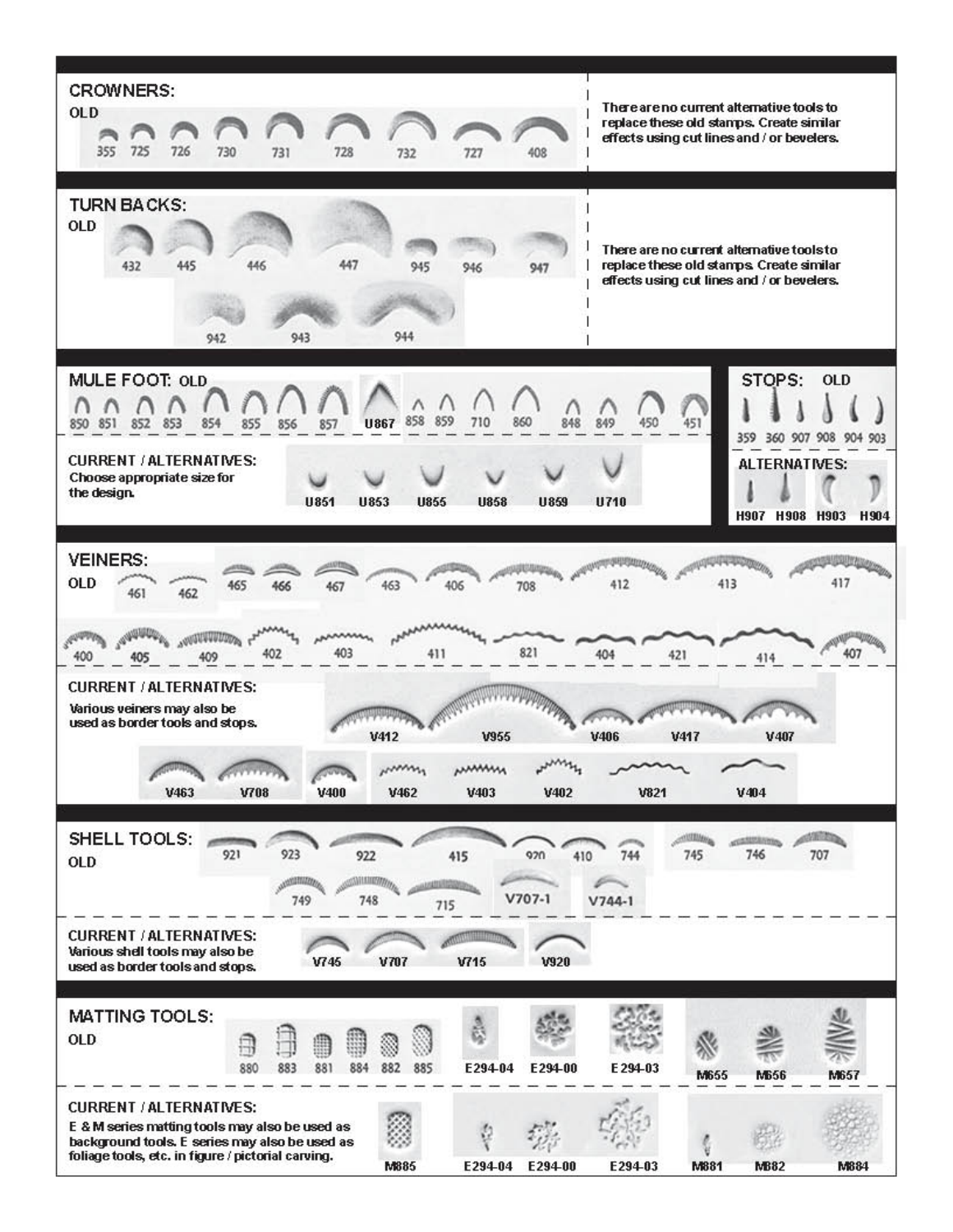## CROWNERS:

**OLD**

355 725 726 730 731 728 732 727 408

There are no current alternative tools to replace these old stamps. Create similar effects using cut lines and / or bevelers.

## TURN BACKS:

**OLD**

432 445 446 447 945 946 947

942 943 944

There are no current alternative tools to replace these old stamps. Create similar effects using cut lines and / or bevelers.

## MULE FOOT: OLD

850 851 852 853 854 855 856 857 U867 858 859 710 860 848 849 450 451

**CURRENT / ALTERNATIVES:**
Choose appropriate size for the design.

U851 U853 U855 U858 U859 U710

## STOPS: OLD

359 360 907 908 904 903

**ALTERNATIVES:**

H907 H908 H903 H904

## VEINERS:

**OLD**

461 462 465 466 467 463 406 708 412 413 417

400 405 409 402 403 411 821 404 421 414 407

**CURRENT / ALTERNATIVES:**
Various veiners may also be used as border tools and stops.

V412 V955 V406 V417 V407

V463 V708 V400 V462 V403 V402 V821 V404

## SHELL TOOLS:

**OLD**

921 923 922 415 920 410 744 745 746 707

749 748 715 V707-1 V744-1

**CURRENT / ALTERNATIVES:**
Various shell tools may also be used as border tools and stops.

V745 V707 V715 V920

## MATTING TOOLS:

**OLD**

880 883 881 884 882 885 E294-04 E294-00 E 294-03 M655 M656 M657

**CURRENT / ALTERNATIVES:**
E & M series matting tools may also be used as background tools. E series may also be used as foliage tools, etc. in figure / pictorial carving.

M885 E294-04 E294-00 E294-03 M881 M882 M884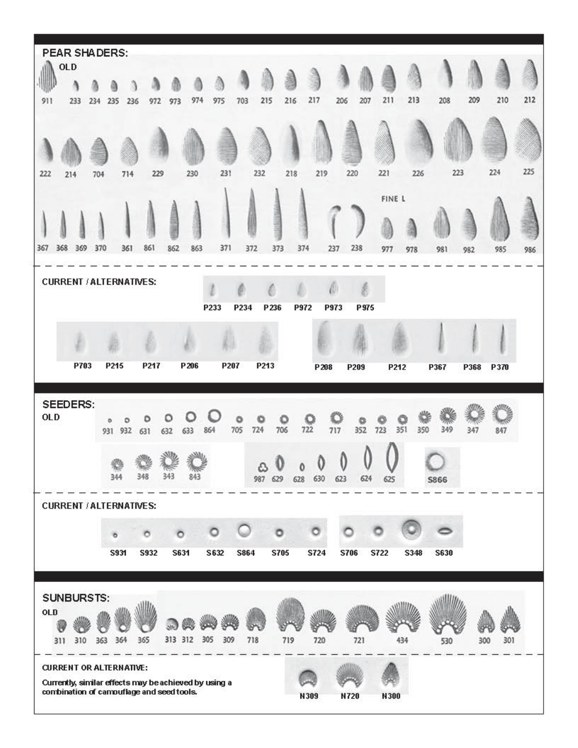## PEAR SHADERS:

OLD

911 233 234 235 236 972 973 974 975 703 215 216 217 206 207 211 213 208 209 210 212

222 214 704 714 229 230 231 232 218 219 220 221 226 223 224 225

367 368 369 370 361 861 862 863 371 372 373 374 237 238

FINE L

977 978 981 982 985 986

**CURRENT / ALTERNATIVES:**

P233 P234 P236 P972 P973 P975

P703 P215 P217 P206 P207 P213

P208 P209 P212 P367 P368 P370

## SEEDERS:

OLD

931 932 631 632 633 864 705 724 706 722 717 352 723 351 350 349 347 847

344 348 343 843

987 629 628 630 623 624 625

S866

**CURRENT / ALTERNATIVES:**

S931 S932 S631 S632 S864 S705 S724

S706 S722 S348 S630

## SUNBURSTS:

OLD

311 310 363 364 365 313 312 305 309 718 719 720 721 434 530 300 301

**CURRENT OR ALTERNATIVE:**

**Currently, similar effects may be achieved by using a combination of camouflage and seed tools.**

N309 N720 N300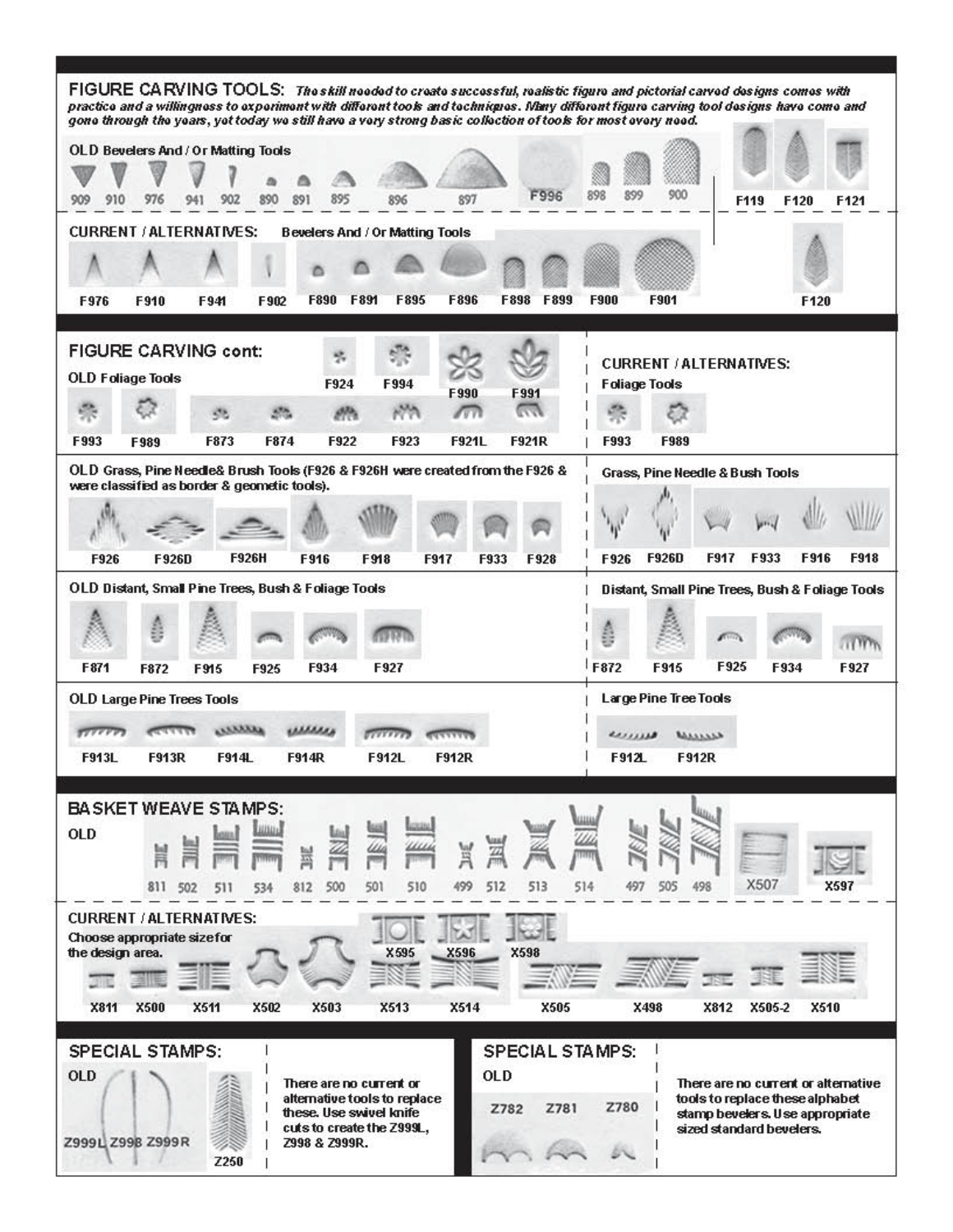## FIGURE CARVING TOOLS:

*The skill needed to create successful, realistic figure and pictorial carved designs comes with practice and a willingness to experiment with different tools and techniques. Many different figure carving tool designs have come and gone through the years, yet today we still have a very strong basic collection of tools for most every need.*

### OLD Bevelers And / Or Matting Tools

909 910 976 941 902 890 891 895 896 897 F996 898 899 900 F119 F120 F121

### CURRENT / ALTERNATIVES: Bevelers And / Or Matting Tools

F976 F910 F941 F902 F890 F891 F895 F896 F898 F899 F900 F901 F120

## FIGURE CARVING cont:

### OLD Foliage Tools

F924 F994 F990 F991

F993 F989 F873 F874 F922 F923 F921L F921R

### CURRENT / ALTERNATIVES: Foliage Tools

F993 F989

### OLD Grass, Pine Needle& Brush Tools (F926 & F926H were created from the F926 & were classified as border & geometic tools).

F926 F926D F926H F916 F918 F917 F933 F928

### Grass, Pine Needle & Bush Tools

F926 F926D F917 F933 F916 F918

### OLD Distant, Small Pine Trees, Bush & Foliage Tools

F871 F872 F915 F925 F934 F927

### Distant, Small Pine Trees, Bush & Foliage Tools

F872 F915 F925 F934 F927

### OLD Large Pine Trees Tools

F913L F913R F914L F914R F912L F912R

### Large Pine Tree Tools

F912L F912R

## BASKET WEAVE STAMPS:

### OLD

811 502 511 534 812 500 501 510 499 512 513 514 497 505 498 X507 X597

### CURRENT / ALTERNATIVES:

Choose appropriate size for the design area.

X595 X596 X598

X811 X500 X511 X502 X503 X513 X514 X505 X498 X812 X505-2 X510

## SPECIAL STAMPS:

### OLD

Z999L Z998 Z999R Z250

There are no current or alternative tools to replace these. Use swivel knife cuts to create the Z999L, Z998 & Z999R.

## SPECIAL STAMPS:

### OLD

Z782 Z781 Z780

There are no current or alternative tools to replace these alphabet stamp bevelers. Use appropriate sized standard bevelers.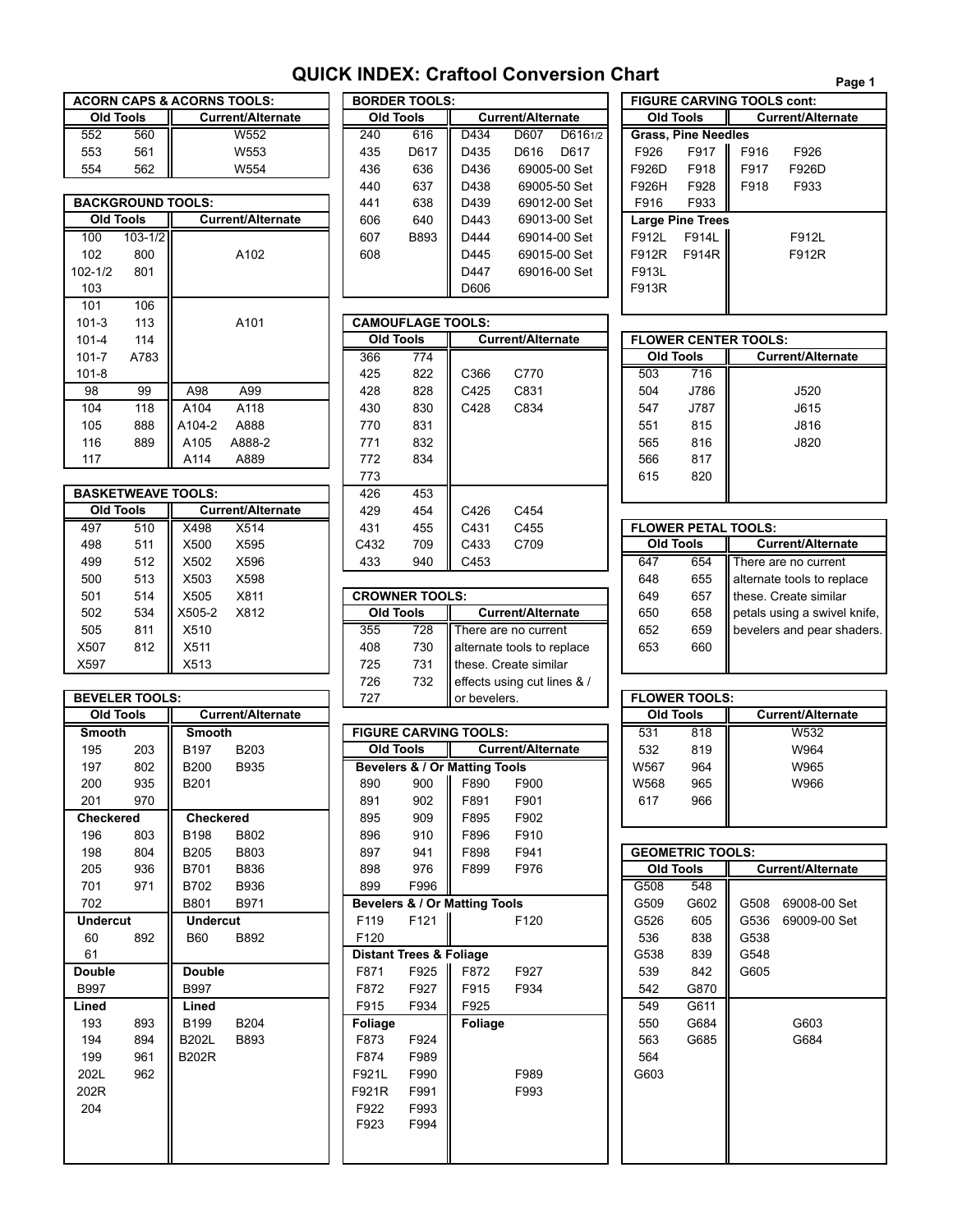# QUICK INDEX: Craftool Conversion Chart

### ACORN CAPS & ACORNS TOOLS:

| Old Tools | | Current/Alternate | |
|---|---|---|---|
| 552 | 560 | W552 | |
| 553 | 561 | W553 | |
| 554 | 562 | W554 | |

### BACKGROUND TOOLS:

| Old Tools | | Current/Alternate | |
|---|---|---|---|
| 100 | 103-1/2 | | |
| 102 | 800 | A102 | |
| 102-1/2 | 801 | | |
| 103 | | | |
| 101 | 106 | | |
| 101-3 | 113 | A101 | |
| 101-4 | 114 | | |
| 101-7 | A783 | | |
| 101-8 | | | |
| 98 | 99 | A98 | A99 |
| 104 | 118 | A104 | A118 |
| 105 | 888 | A104-2 | A888 |
| 116 | 889 | A105 | A888-2 |
| 117 | | A114 | A889 |

### BASKETWEAVE TOOLS:

| Old Tools | | Current/Alternate | |
|---|---|---|---|
| 497 | 510 | X498 | X514 |
| 498 | 511 | X500 | X595 |
| 499 | 512 | X502 | X596 |
| 500 | 513 | X503 | X598 |
| 501 | 514 | X505 | X811 |
| 502 | 534 | X505-2 | X812 |
| 505 | 811 | X510 | |
| X507 | 812 | X511 | |
| X597 | | X513 | |

### BEVELER TOOLS:

| Old Tools | | Current/Alternate | |
|---|---|---|---|
| **Smooth** | | **Smooth** | |
| 195 | 203 | B197 | B203 |
| 197 | 802 | B200 | B935 |
| 200 | 935 | B201 | |
| 201 | 970 | | |
| **Checkered** | | **Checkered** | |
| 196 | 803 | B198 | B802 |
| 198 | 804 | B205 | B803 |
| 205 | 936 | B701 | B836 |
| 701 | 971 | B702 | B936 |
| 702 | | B801 | B971 |
| **Undercut** | | **Undercut** | |
| 60 | 892 | B60 | B892 |
| 61 | | | |
| **Double** | | **Double** | |
| B997 | | B997 | |
| **Lined** | | **Lined** | |
| 193 | 893 | B199 | B204 |
| 194 | 894 | B202L | B893 |
| 199 | 961 | B202R | |
| 202L | 962 | | |
| 202R | | | |
| 204 | | | |

### BORDER TOOLS:

| Old Tools | | Current/Alternate | | |
|---|---|---|---|---|
| 240 | 616 | D434 | D607 | D616 1/2 |
| 435 | D617 | D435 | D616 | D617 |
| 436 | 636 | D436 | 69005-00 Set | |
| 440 | 637 | D438 | 69005-50 Set | |
| 441 | 638 | D439 | 69012-00 Set | |
| 606 | 640 | D443 | 69013-00 Set | |
| 607 | B893 | D444 | 69014-00 Set | |
| 608 | | D445 | 69015-00 Set | |
| | | D447 | 69016-00 Set | |
| | | D606 | | |

### CAMOUFLAGE TOOLS:

| Old Tools | | Current/Alternate | |
|---|---|---|---|
| 366 | 774 | | |
| 425 | 822 | C366 | C770 |
| 428 | 828 | C425 | C831 |
| 430 | 830 | C428 | C834 |
| 770 | 831 | | |
| 771 | 832 | | |
| 772 | 834 | | |
| 773 | | | |
| 426 | 453 | | |
| 429 | 454 | C426 | C454 |
| 431 | 455 | C431 | C455 |
| C432 | 709 | C433 | C709 |
| 433 | 940 | C453 | |

### CROWNER TOOLS:

| Old Tools | | Current/Alternate |
|---|---|---|
| 355 | 728 | There are no current |
| 408 | 730 | alternate tools to replace |
| 725 | 731 | these. Create similar |
| 726 | 732 | effects using cut lines & / |
| 727 | | or bevelers. |

### FIGURE CARVING TOOLS:

| Old Tools | | Current/Alternate | |
|---|---|---|---|
| **Bevelers & / Or Matting Tools** | | | |
| 890 | 900 | F890 | F900 |
| 891 | 902 | F891 | F901 |
| 895 | 909 | F895 | F902 |
| 896 | 910 | F896 | F910 |
| 897 | 941 | F898 | F941 |
| 898 | 976 | F899 | F976 |
| 899 | F996 | | |
| **Bevelers & / Or Matting Tools** | | | |
| F119 | F121 | F120 | |
| F120 | | | |
| **Distant Trees & Foliage** | | | |
| F871 | F925 | F872 | F927 |
| F872 | F927 | F915 | F934 |
| F915 | F934 | F925 | |
| **Foliage** | | **Foliage** | |
| F873 | F924 | | |
| F874 | F989 | | |
| F921L | F990 | F989 | |
| F921R | F991 | F993 | |
| F922 | F993 | | |
| F923 | F994 | | |

### FIGURE CARVING TOOLS cont:

| Old Tools | | Current/Alternate | |
|---|---|---|---|
| **Grass, Pine Needles** | | | |
| F926 | F917 | F916 | F926 |
| F926D | F918 | F917 | F926D |
| F926H | F928 | F918 | F933 |
| F916 | F933 | | |
| **Large Pine Trees** | | | |
| F912L | F914L | F912L | |
| F912R | F914R | F912R | |
| F913L | | | |
| F913R | | | |

### FLOWER CENTER TOOLS:

| Old Tools | | Current/Alternate |
|---|---|---|
| 503 | 716 | |
| 504 | J786 | J520 |
| 547 | J787 | J615 |
| 551 | 815 | J816 |
| 565 | 816 | J820 |
| 566 | 817 | |
| 615 | 820 | |

### FLOWER PETAL TOOLS:

| Old Tools | | Current/Alternate |
|---|---|---|
| 647 | 654 | There are no current |
| 648 | 655 | alternate tools to replace |
| 649 | 657 | these. Create similar |
| 650 | 658 | petals using a swivel knife, |
| 652 | 659 | bevelers and pear shaders. |
| 653 | 660 | |

### FLOWER TOOLS:

| Old Tools | | Current/Alternate |
|---|---|---|
| 531 | 818 | W532 |
| 532 | 819 | W964 |
| W567 | 964 | W965 |
| W568 | 965 | W966 |
| 617 | 966 | |

### GEOMETRIC TOOLS:

| Old Tools | | Current/Alternate | |
|---|---|---|---|
| G508 | 548 | | |
| G509 | G602 | G508 | 69008-00 Set |
| G526 | 605 | G536 | 69009-00 Set |
| 536 | 838 | G538 | |
| G538 | 839 | G548 | |
| 539 | 842 | G605 | |
| 542 | G870 | | |
| 549 | G611 | | |
| 550 | G684 | G603 | |
| 563 | G685 | G684 | |
| 564 | | | |
| G603 | | | |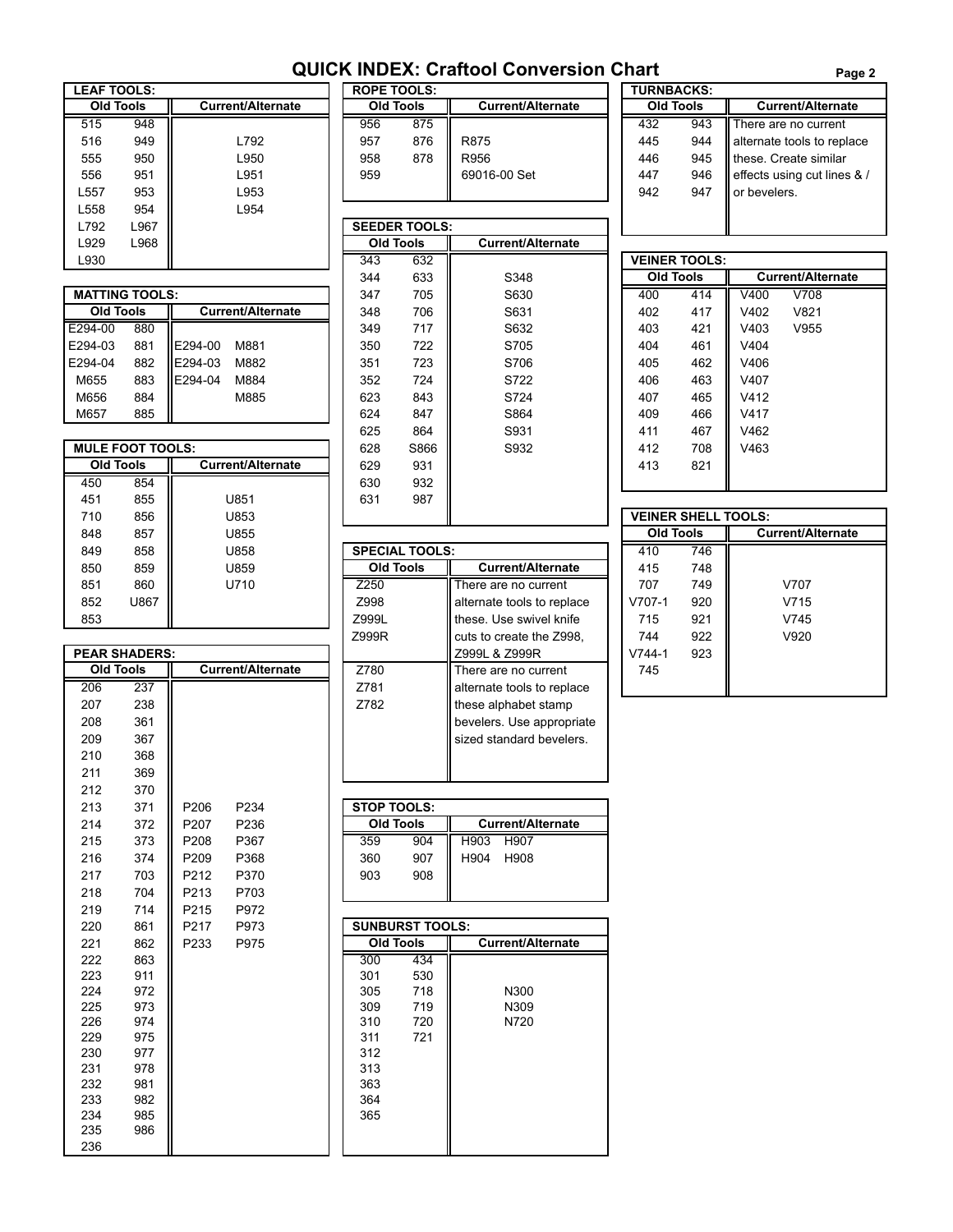# QUICK INDEX: Craftool Conversion Chart

### LEAF TOOLS:

| Old Tools | | Current/Alternate |
|---|---|---|
| 515 | 948 | |
| 516 | 949 | L792 |
| 555 | 950 | L950 |
| 556 | 951 | L951 |
| L557 | 953 | L953 |
| L558 | 954 | L954 |
| L792 | L967 | |
| L929 | L968 | |
| L930 | | |

### MATTING TOOLS:

| Old Tools | | Current/Alternate | |
|---|---|---|---|
| E294-00 | 880 | | |
| E294-03 | 881 | E294-00 | M881 |
| E294-04 | 882 | E294-03 | M882 |
| M655 | 883 | E294-04 | M884 |
| M656 | 884 | | M885 |
| M657 | 885 | | |

### MULE FOOT TOOLS:

| Old Tools | | Current/Alternate |
|---|---|---|
| 450 | 854 | |
| 451 | 855 | U851 |
| 710 | 856 | U853 |
| 848 | 857 | U855 |
| 849 | 858 | U858 |
| 850 | 859 | U859 |
| 851 | 860 | U710 |
| 852 | U867 | |
| 853 | | |

### PEAR SHADERS:

| Old Tools | | Current/Alternate | |
|---|---|---|---|
| 206 | 237 | | |
| 207 | 238 | | |
| 208 | 361 | | |
| 209 | 367 | | |
| 210 | 368 | | |
| 211 | 369 | | |
| 212 | 370 | | |
| 213 | 371 | P206 | P234 |
| 214 | 372 | P207 | P236 |
| 215 | 373 | P208 | P367 |
| 216 | 374 | P209 | P368 |
| 217 | 703 | P212 | P370 |
| 218 | 704 | P213 | P703 |
| 219 | 714 | P215 | P972 |
| 220 | 861 | P217 | P973 |
| 221 | 862 | P233 | P975 |
| 222 | 863 | | |
| 223 | 911 | | |
| 224 | 972 | | |
| 225 | 973 | | |
| 226 | 974 | | |
| 229 | 975 | | |
| 230 | 977 | | |
| 231 | 978 | | |
| 232 | 981 | | |
| 233 | 982 | | |
| 234 | 985 | | |
| 235 | 986 | | |
| 236 | | | |

### ROPE TOOLS:

| Old Tools | | Current/Alternate |
|---|---|---|
| 956 | 875 | |
| 957 | 876 | R875 |
| 958 | 878 | R956 |
| 959 | | 69016-00 Set |

### SEEDER TOOLS:

| Old Tools | | Current/Alternate |
|---|---|---|
| 343 | 632 | |
| 344 | 633 | S348 |
| 347 | 705 | S630 |
| 348 | 706 | S631 |
| 349 | 717 | S632 |
| 350 | 722 | S705 |
| 351 | 723 | S706 |
| 352 | 724 | S722 |
| 623 | 843 | S724 |
| 624 | 847 | S864 |
| 625 | 864 | S931 |
| 628 | S866 | S932 |
| 629 | 931 | |
| 630 | 932 | |
| 631 | 987 | |

### SPECIAL TOOLS:

| Old Tools | Current/Alternate |
|---|---|
| Z250<br>Z998<br>Z999L<br>Z999R | There are no current alternate tools to replace these. Use swivel knife cuts to create the Z998, Z999L & Z999R |
| Z780<br>Z781<br>Z782 | There are no current alternate tools to replace these alphabet stamp bevelers. Use appropriate sized standard bevelers. |

### STOP TOOLS:

| Old Tools | | Current/Alternate | |
|---|---|---|---|
| 359 | 904 | H903 | H907 |
| 360 | 907 | H904 | H908 |
| 903 | 908 | | |

### SUNBURST TOOLS:

| Old Tools | | Current/Alternate |
|---|---|---|
| 300 | 434 | |
| 301 | 530 | |
| 305 | 718 | N300 |
| 309 | 719 | N309 |
| 310 | 720 | N720 |
| 311 | 721 | |
| 312 | | |
| 313 | | |
| 363 | | |
| 364 | | |
| 365 | | |

### TURNBACKS:

| Old Tools | | Current/Alternate |
|---|---|---|
| 432 | 943 | There are no current alternate tools to replace these. Create similar effects using cut lines & / or bevelers. |
| 445 | 944 | |
| 446 | 945 | |
| 447 | 946 | |
| 942 | 947 | |

### VEINER TOOLS:

| Old Tools | | Current/Alternate | |
|---|---|---|---|
| 400 | 414 | V400 | V708 |
| 402 | 417 | V402 | V821 |
| 403 | 421 | V403 | V955 |
| 404 | 461 | V404 | |
| 405 | 462 | V406 | |
| 406 | 463 | V407 | |
| 407 | 465 | V412 | |
| 409 | 466 | V417 | |
| 411 | 467 | V462 | |
| 412 | 708 | V463 | |
| 413 | 821 | | |

### VEINER SHELL TOOLS:

| Old Tools | | Current/Alternate |
|---|---|---|
| 410 | 746 | |
| 415 | 748 | |
| 707 | 749 | V707 |
| V707-1 | 920 | V715 |
| 715 | 921 | V745 |
| 744 | 922 | V920 |
| V744-1 | 923 | |
| 745 | | |